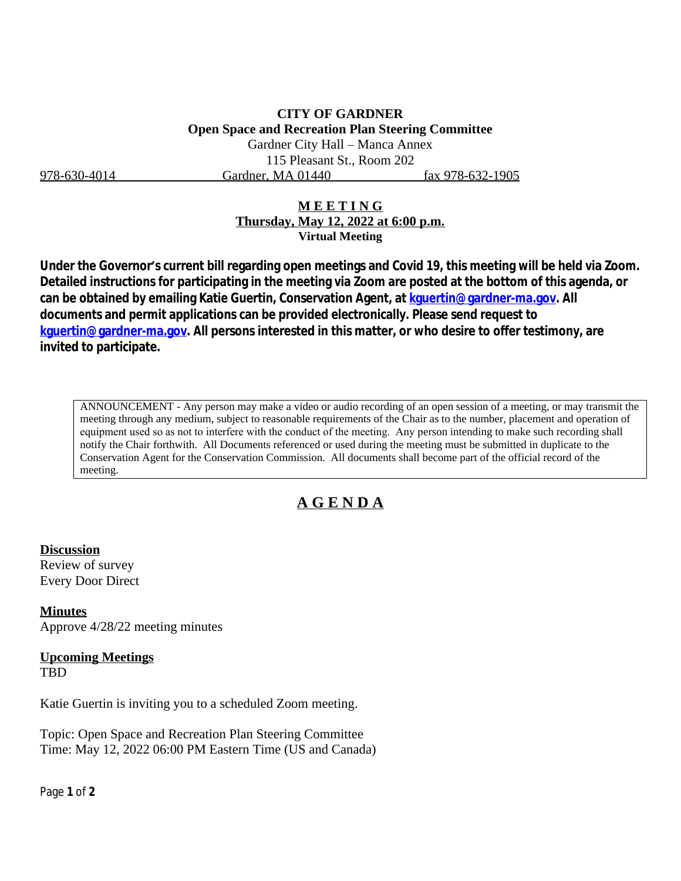**CITY OF GARDNER**
**Open Space and Recreation Plan Steering Committee**
Gardner City Hall – Manca Annex
115 Pleasant St., Room 202
978-630-4014 Gardner, MA 01440 fax 978-632-1905

**M E E T I N G**
**Thursday, May 12, 2022 at 6:00 p.m.**
**Virtual Meeting**

**Under the Governor's current bill regarding open meetings and Covid 19, this meeting will be held via Zoom. Detailed instructions for participating in the meeting via Zoom are posted at the bottom of this agenda, or can be obtained by emailing Katie Guertin, Conservation Agent, at [kguertin@gardner-ma.gov](mailto:kguertin@gardner-ma.gov). All documents and permit applications can be provided electronically. Please send request to [kguertin@gardner-ma.gov](mailto:kguertin@gardner-ma.gov). All persons interested in this matter, or who desire to offer testimony, are invited to participate.**

> ANNOUNCEMENT - Any person may make a video or audio recording of an open session of a meeting, or may transmit the meeting through any medium, subject to reasonable requirements of the Chair as to the number, placement and operation of equipment used so as not to interfere with the conduct of the meeting. Any person intending to make such recording shall notify the Chair forthwith. All Documents referenced or used during the meeting must be submitted in duplicate to the Conservation Agent for the Conservation Commission. All documents shall become part of the official record of the meeting.

# A G E N D A

**Discussion**
Review of survey
Every Door Direct

**Minutes**
Approve 4/28/22 meeting minutes

**Upcoming Meetings**
TBD

Katie Guertin is inviting you to a scheduled Zoom meeting.

Topic: Open Space and Recreation Plan Steering Committee
Time: May 12, 2022 06:00 PM Eastern Time (US and Canada)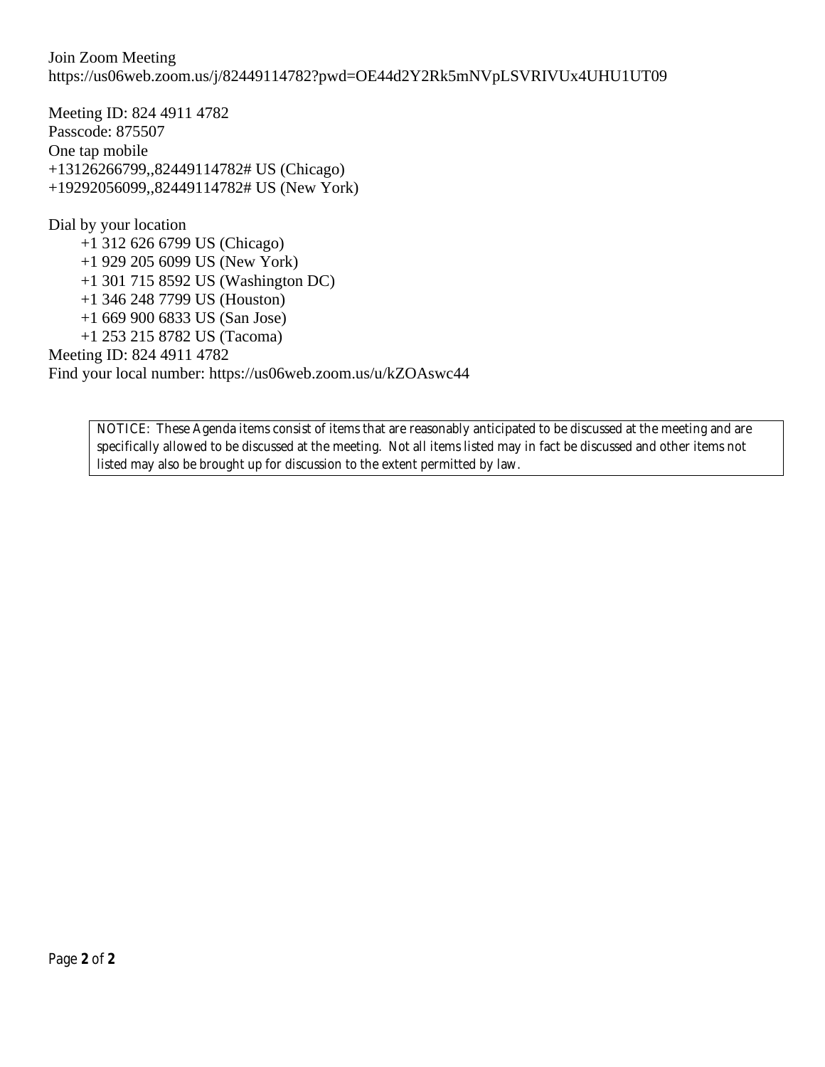Join Zoom Meeting
https://us06web.zoom.us/j/82449114782?pwd=OE44d2Y2Rk5mNVpLSVRIVUx4UHU1UT09

Meeting ID: 824 4911 4782
Passcode: 875507
One tap mobile
+13126266799,,82449114782# US (Chicago)
+19292056099,,82449114782# US (New York)

Dial by your location

- +1 312 626 6799 US (Chicago)
- +1 929 205 6099 US (New York)
- +1 301 715 8592 US (Washington DC)
- +1 346 248 7799 US (Houston)
- +1 669 900 6833 US (San Jose)
- +1 253 215 8782 US (Tacoma)

Meeting ID: 824 4911 4782
Find your local number: https://us06web.zoom.us/u/kZOAswc44

NOTICE: These Agenda items consist of items that are reasonably anticipated to be discussed at the meeting and are specifically allowed to be discussed at the meeting. Not all items listed may in fact be discussed and other items not listed may also be brought up for discussion to the extent permitted by law.